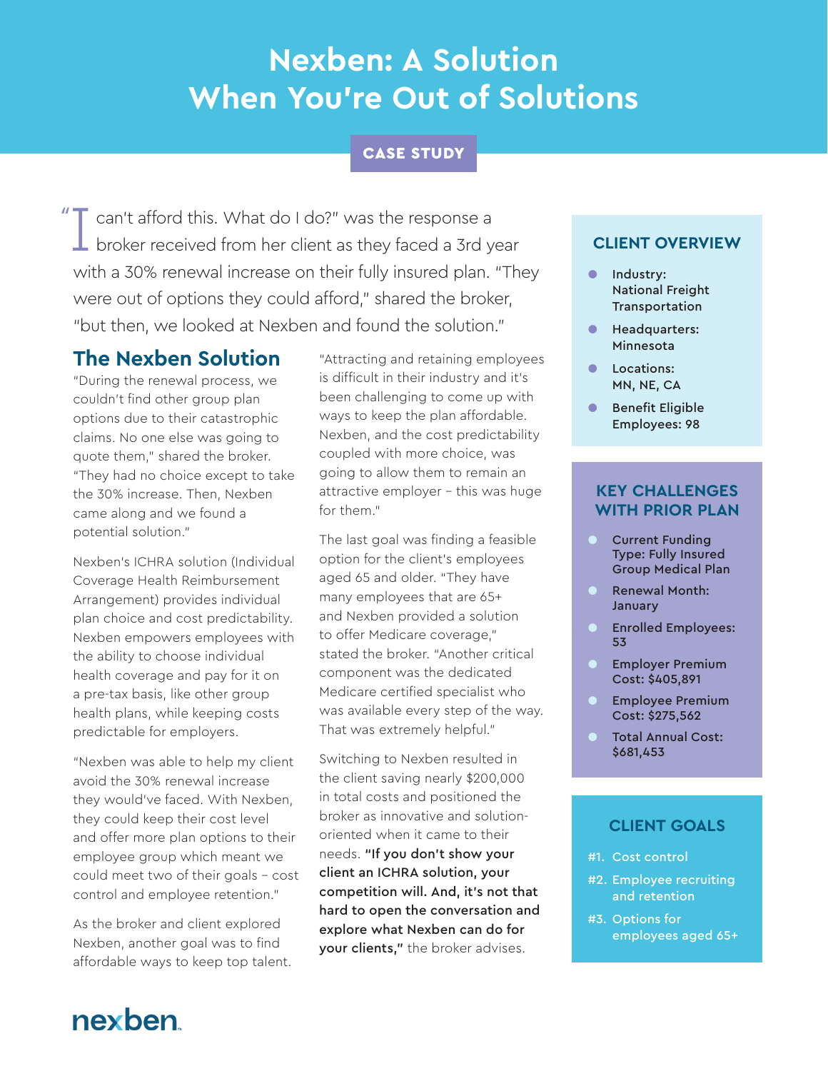# Nexben: A Solution When You're Out of Solutions

**CASE STUDY**

"I can't afford this. What do I do?" was the response a broker received from her client as they faced a 3rd year with a 30% renewal increase on their fully insured plan. "They were out of options they could afford," shared the broker, "but then, we looked at Nexben and found the solution."

## The Nexben Solution

"During the renewal process, we couldn't find other group plan options due to their catastrophic claims. No one else was going to quote them," shared the broker. "They had no choice except to take the 30% increase. Then, Nexben came along and we found a potential solution."

Nexben's ICHRA solution (Individual Coverage Health Reimbursement Arrangement) provides individual plan choice and cost predictability. Nexben empowers employees with the ability to choose individual health coverage and pay for it on a pre-tax basis, like other group health plans, while keeping costs predictable for employers.

"Nexben was able to help my client avoid the 30% renewal increase they would've faced. With Nexben, they could keep their cost level and offer more plan options to their employee group which meant we could meet two of their goals – cost control and employee retention."

As the broker and client explored Nexben, another goal was to find affordable ways to keep top talent. "Attracting and retaining employees is difficult in their industry and it's been challenging to come up with ways to keep the plan affordable. Nexben, and the cost predictability coupled with more choice, was going to allow them to remain an attractive employer – this was huge for them."

The last goal was finding a feasible option for the client's employees aged 65 and older. "They have many employees that are 65+ and Nexben provided a solution to offer Medicare coverage," stated the broker. "Another critical component was the dedicated Medicare certified specialist who was available every step of the way. That was extremely helpful."

Switching to Nexben resulted in the client saving nearly $200,000 in total costs and positioned the broker as innovative and solution-oriented when it came to their needs. **"If you don't show your client an ICHRA solution, your competition will. And, it's not that hard to open the conversation and explore what Nexben can do for your clients,"** the broker advises.

### CLIENT OVERVIEW

- **Industry:** National Freight Transportation
- **Headquarters:** Minnesota
- **Locations:** MN, NE, CA
- **Benefit Eligible Employees:** 98

### KEY CHALLENGES WITH PRIOR PLAN

- **Current Funding Type:** Fully Insured Group Medical Plan
- **Renewal Month:** January
- **Enrolled Employees:** 53
- **Employer Premium Cost:** $405,891
- **Employee Premium Cost:** $275,562
- **Total Annual Cost:** $681,453

### CLIENT GOALS

- #1. Cost control
- #2. Employee recruiting and retention
- #3. Options for employees aged 65+

nexben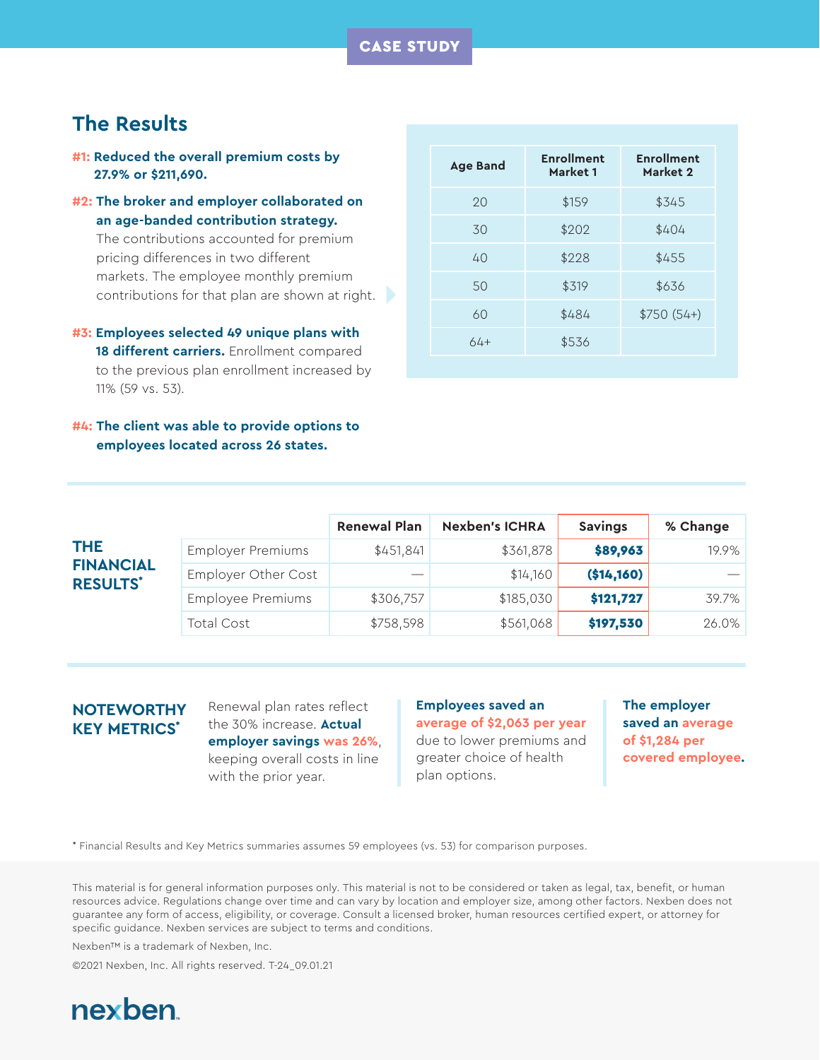CASE STUDY

## The Results

**#1: Reduced the overall premium costs by 27.9% or $211,690.**

**#2: The broker and employer collaborated on an age-banded contribution strategy.** The contributions accounted for premium pricing differences in two different markets. The employee monthly premium contributions for that plan are shown at right.

| Age Band | Enrollment Market 1 | Enrollment Market 2 |
|---|---|---|
| 20 | $159 | $345 |
| 30 | $202 | $404 |
| 40 | $228 | $455 |
| 50 | $319 | $636 |
| 60 | $484 | $750 (54+) |
| 64+ | $536 | |

**#3: Employees selected 49 unique plans with 18 different carriers.** Enrollment compared to the previous plan enrollment increased by 11% (59 vs. 53).

**#4: The client was able to provide options to employees located across 26 states.**

## THE FINANCIAL RESULTS*

| | Renewal Plan | Nexben's ICHRA | Savings | % Change |
|---|---|---|---|---|
| Employer Premiums | $451,841 | $361,878 | **$89,963** | 19.9% |
| Employer Other Cost | — | $14,160 | **($14,160)** | — |
| Employee Premiums | $306,757 | $185,030 | **$121,727** | 39.7% |
| Total Cost | $758,598 | $561,068 | **$197,530** | 26.0% |

## NOTEWORTHY KEY METRICS*

Renewal plan rates reflect the 30% increase. **Actual employer savings was 26%**, keeping overall costs in line with the prior year.

**Employees saved an average of $2,063 per year** due to lower premiums and greater choice of health plan options.

**The employer saved an average of $1,284 per covered employee.**

* Financial Results and Key Metrics summaries assumes 59 employees (vs. 53) for comparison purposes.

This material is for general information purposes only. This material is not to be considered or taken as legal, tax, benefit, or human resources advice. Regulations change over time and can vary by location and employer size, among other factors. Nexben does not guarantee any form of access, eligibility, or coverage. Consult a licensed broker, human resources certified expert, or attorney for specific guidance. Nexben services are subject to terms and conditions.

Nexben™ is a trademark of Nexben, Inc.

©2021 Nexben, Inc. All rights reserved. T-24_09.01.21

nexben.